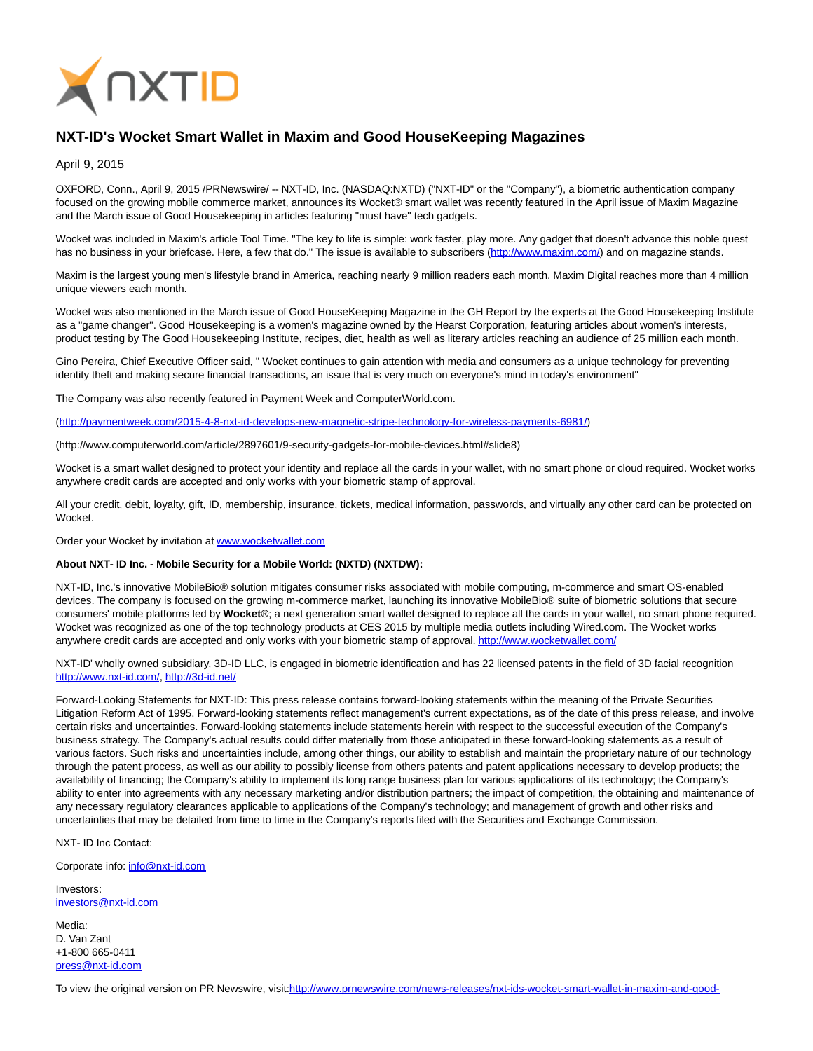# NXT-ID's Wocket Smart Wallet in Maxim and Good HouseKeeping Magazines

April 9, 2015

OXFORD, Conn., April 9, 2015 /PRNewswire/ -- NXT-ID, Inc. (NASDAQ:NXTD) ("NXT-ID" or the "Company"), a biometric authentication company focused on the growing mobile commerce market, announces its Wocket® smart wallet was recently featured in the April issue of Maxim Magazine and the March issue of Good Housekeeping in articles featuring "must have" tech gadgets.

Wocket was included in Maxim's article Tool Time. "The key to life is simple: work faster, play more. Any gadget that doesn't advance this noble quest has no business in your briefcase. Here, a few that do." The issue is available to subscribers (http://www.maxim.com/) and on magazine stands.

Maxim is the largest young men's lifestyle brand in America, reaching nearly 9 million readers each month. Maxim Digital reaches more than 4 million unique viewers each month.

Wocket was also mentioned in the March issue of Good HouseKeeping Magazine in the GH Report by the experts at the Good Housekeeping Institute as a "game changer". Good Housekeeping is a women's magazine owned by the Hearst Corporation, featuring articles about women's interests, product testing by The Good Housekeeping Institute, recipes, diet, health as well as literary articles reaching an audience of 25 million each month.

Gino Pereira, Chief Executive Officer said, " Wocket continues to gain attention with media and consumers as a unique technology for preventing identity theft and making secure financial transactions, an issue that is very much on everyone's mind in today's environment"

The Company was also recently featured in Payment Week and ComputerWorld.com.

(http://paymentweek.com/2015-4-8-nxt-id-develops-new-magnetic-stripe-technology-for-wireless-payments-6981/)

(http://www.computerworld.com/article/2897601/9-security-gadgets-for-mobile-devices.html#slide8)

Wocket is a smart wallet designed to protect your identity and replace all the cards in your wallet, with no smart phone or cloud required. Wocket works anywhere credit cards are accepted and only works with your biometric stamp of approval.

All your credit, debit, loyalty, gift, ID, membership, insurance, tickets, medical information, passwords, and virtually any other card can be protected on Wocket.

Order your Wocket by invitation at www.wocketwallet.com

**About NXT- ID Inc. - Mobile Security for a Mobile World: (NXTD) (NXTDW):**

NXT-ID, Inc.'s innovative MobileBio® solution mitigates consumer risks associated with mobile computing, m-commerce and smart OS-enabled devices. The company is focused on the growing m-commerce market, launching its innovative MobileBio® suite of biometric solutions that secure consumers' mobile platforms led by **Wocket®**; a next generation smart wallet designed to replace all the cards in your wallet, no smart phone required. Wocket was recognized as one of the top technology products at CES 2015 by multiple media outlets including Wired.com. The Wocket works anywhere credit cards are accepted and only works with your biometric stamp of approval. http://www.wocketwallet.com/

NXT-ID' wholly owned subsidiary, 3D-ID LLC, is engaged in biometric identification and has 22 licensed patents in the field of 3D facial recognition http://www.nxt-id.com/, http://3d-id.net/

Forward-Looking Statements for NXT-ID: This press release contains forward-looking statements within the meaning of the Private Securities Litigation Reform Act of 1995. Forward-looking statements reflect management's current expectations, as of the date of this press release, and involve certain risks and uncertainties. Forward-looking statements include statements herein with respect to the successful execution of the Company's business strategy. The Company's actual results could differ materially from those anticipated in these forward-looking statements as a result of various factors. Such risks and uncertainties include, among other things, our ability to establish and maintain the proprietary nature of our technology through the patent process, as well as our ability to possibly license from others patents and patent applications necessary to develop products; the availability of financing; the Company's ability to implement its long range business plan for various applications of its technology; the Company's ability to enter into agreements with any necessary marketing and/or distribution partners; the impact of competition, the obtaining and maintenance of any necessary regulatory clearances applicable to applications of the Company's technology; and management of growth and other risks and uncertainties that may be detailed from time to time in the Company's reports filed with the Securities and Exchange Commission.

NXT- ID Inc Contact:

Corporate info: info@nxt-id.com

Investors:
investors@nxt-id.com

Media:
D. Van Zant
+1-800 665-0411
press@nxt-id.com

To view the original version on PR Newswire, visit:http://www.prnewswire.com/news-releases/nxt-ids-wocket-smart-wallet-in-maxim-and-good-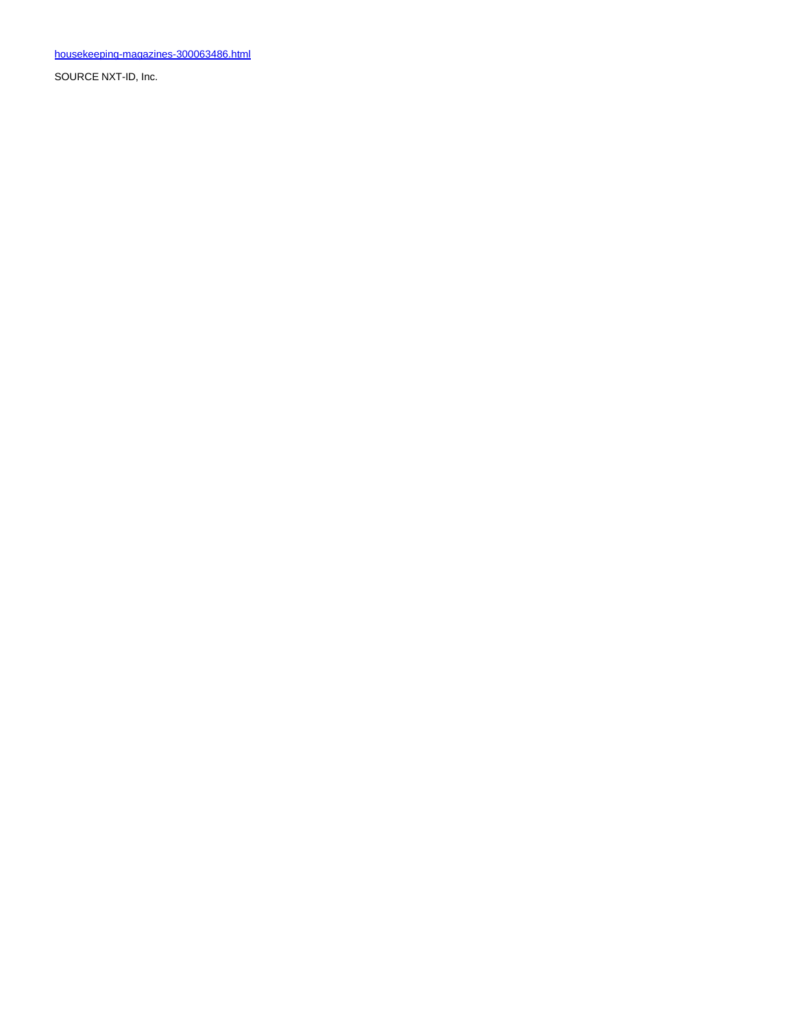housekeeping-magazines-300063486.html

SOURCE NXT-ID, Inc.